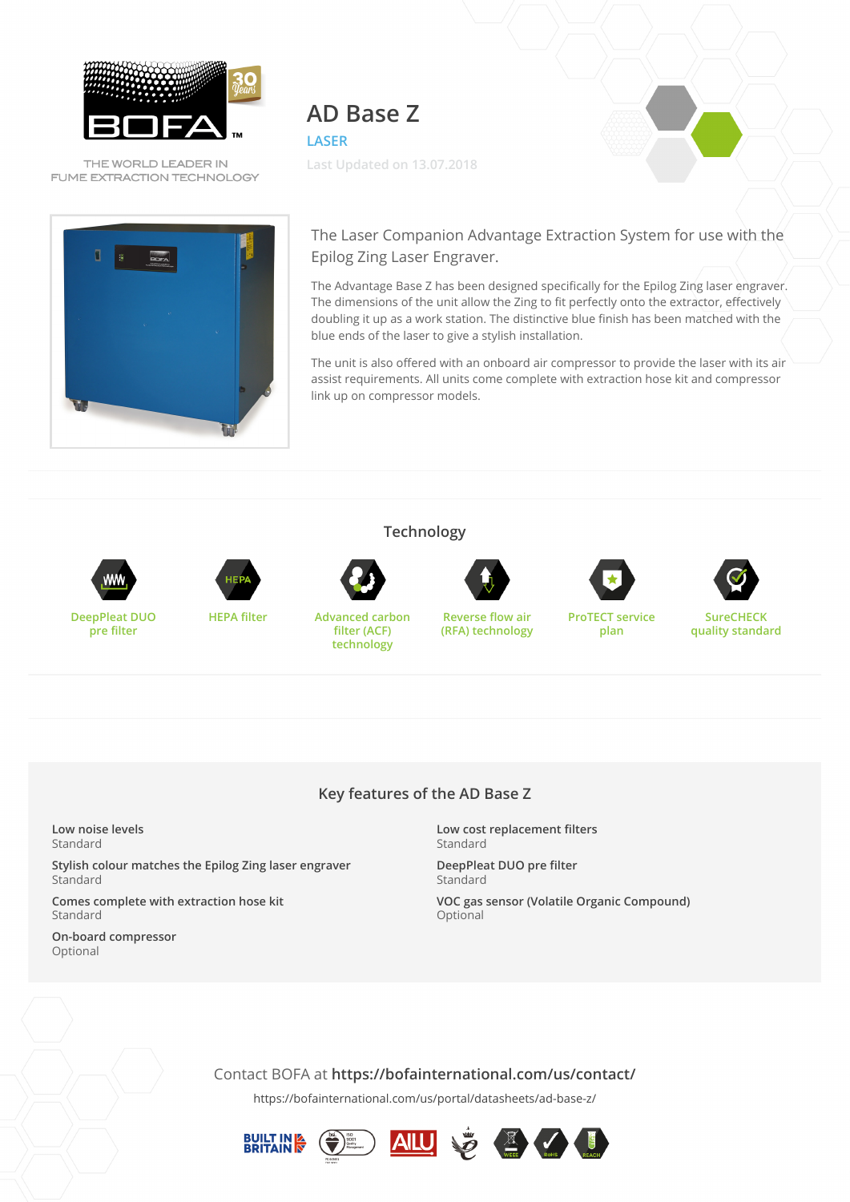THE WORLD LEADER IN
FUME EXTRACTION TECHNOLOGY

# AD Base Z

LASER

Last Updated on 13.07.2018

The Laser Companion Advantage Extraction System for use with the Epilog Zing Laser Engraver.

The Advantage Base Z has been designed specifically for the Epilog Zing laser engraver. The dimensions of the unit allow the Zing to fit perfectly onto the extractor, effectively doubling it up as a work station. The distinctive blue finish has been matched with the blue ends of the laser to give a stylish installation.

The unit is also offered with an onboard air compressor to provide the laser with its air assist requirements. All units come complete with extraction hose kit and compressor link up on compressor models.

## Technology

- DeepPleat DUO pre filter
- HEPA filter
- Advanced carbon filter (ACF) technology
- Reverse flow air (RFA) technology
- ProTECT service plan
- SureCHECK quality standard

## Key features of the AD Base Z

**Low noise levels**
Standard

**Stylish colour matches the Epilog Zing laser engraver**
Standard

**Comes complete with extraction hose kit**
Standard

**On-board compressor**
Optional

**Low cost replacement filters**
Standard

**DeepPleat DUO pre filter**
Standard

**VOC gas sensor (Volatile Organic Compound)**
Optional

Contact BOFA at **https://bofainternational.com/us/contact/**

https://bofainternational.com/us/portal/datasheets/ad-base-z/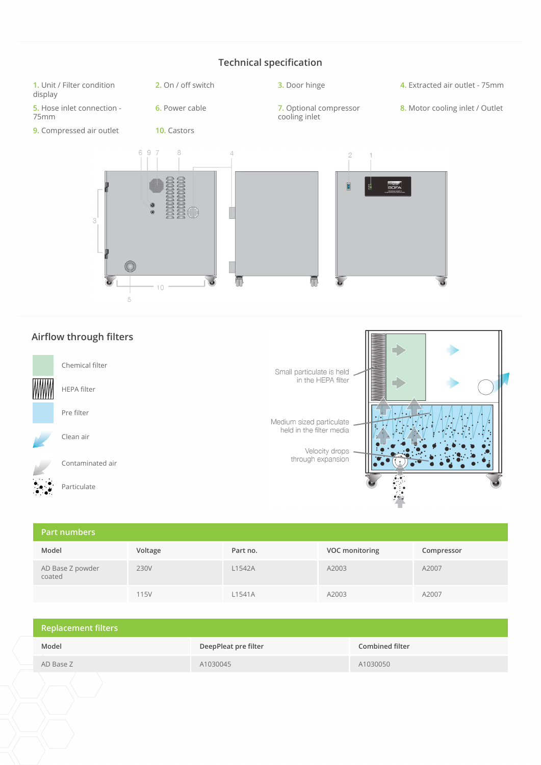## Technical specification

1. Unit / Filter condition display
2. On / off switch
3. Door hinge
4. Extracted air outlet - 75mm
5. Hose inlet connection - 75mm
6. Power cable
7. Optional compressor cooling inlet
8. Motor cooling inlet / Outlet
9. Compressed air outlet
10. Castors

## Airflow through filters

Chemical filter

HEPA filter

Pre filter

Clean air

Contaminated air

Particulate

Small particulate is held in the HEPA filter

Medium sized particulate held in the filter media

Velocity drops through expansion

## Part numbers

| Model | Voltage | Part no. | VOC monitoring | Compressor |
|---|---|---|---|---|
| AD Base Z powder coated | 230V | L1542A | A2003 | A2007 |
| | 115V | L1541A | A2003 | A2007 |

## Replacement filters

| Model | DeepPleat pre filter | Combined filter |
|---|---|---|
| AD Base Z | A1030045 | A1030050 |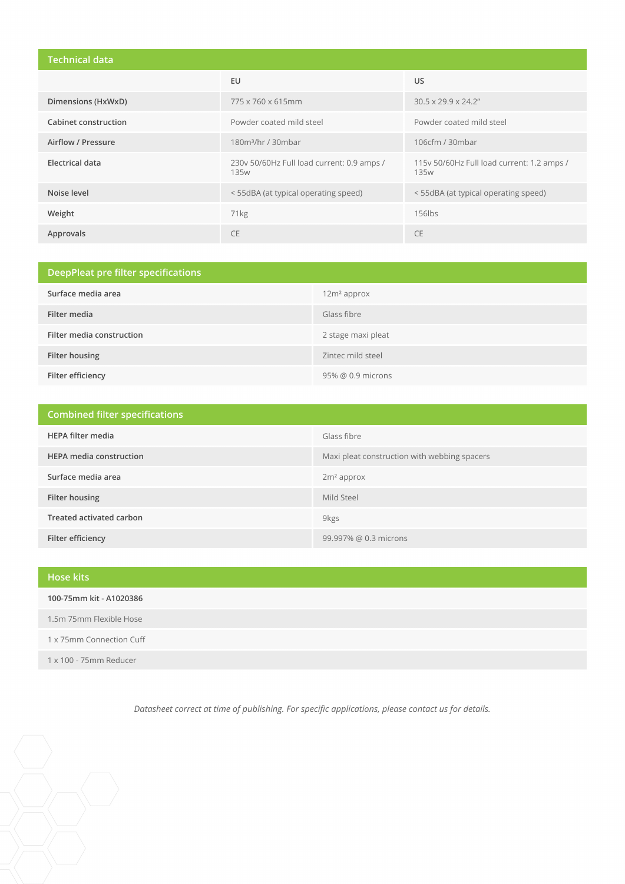## Technical data

| | EU | US |
|---|---|---|
| Dimensions (HxWxD) | 775 x 760 x 615mm | 30.5 x 29.9 x 24.2" |
| Cabinet construction | Powder coated mild steel | Powder coated mild steel |
| Airflow / Pressure | 180m³/hr / 30mbar | 106cfm / 30mbar |
| Electrical data | 230v 50/60Hz Full load current: 0.9 amps / 135w | 115v 50/60Hz Full load current: 1.2 amps / 135w |
| Noise level | < 55dBA (at typical operating speed) | < 55dBA (at typical operating speed) |
| Weight | 71kg | 156lbs |
| Approvals | CE | CE |

## DeepPleat pre filter specifications

| | |
|---|---|
| Surface media area | 12m² approx |
| Filter media | Glass fibre |
| Filter media construction | 2 stage maxi pleat |
| Filter housing | Zintec mild steel |
| Filter efficiency | 95% @ 0.9 microns |

## Combined filter specifications

| | |
|---|---|
| HEPA filter media | Glass fibre |
| HEPA media construction | Maxi pleat construction with webbing spacers |
| Surface media area | 2m² approx |
| Filter housing | Mild Steel |
| Treated activated carbon | 9kgs |
| Filter efficiency | 99.997% @ 0.3 microns |

## Hose kits

**100-75mm kit - A1020386**

1.5m 75mm Flexible Hose

1 x 75mm Connection Cuff

1 x 100 - 75mm Reducer

*Datasheet correct at time of publishing. For specific applications, please contact us for details.*